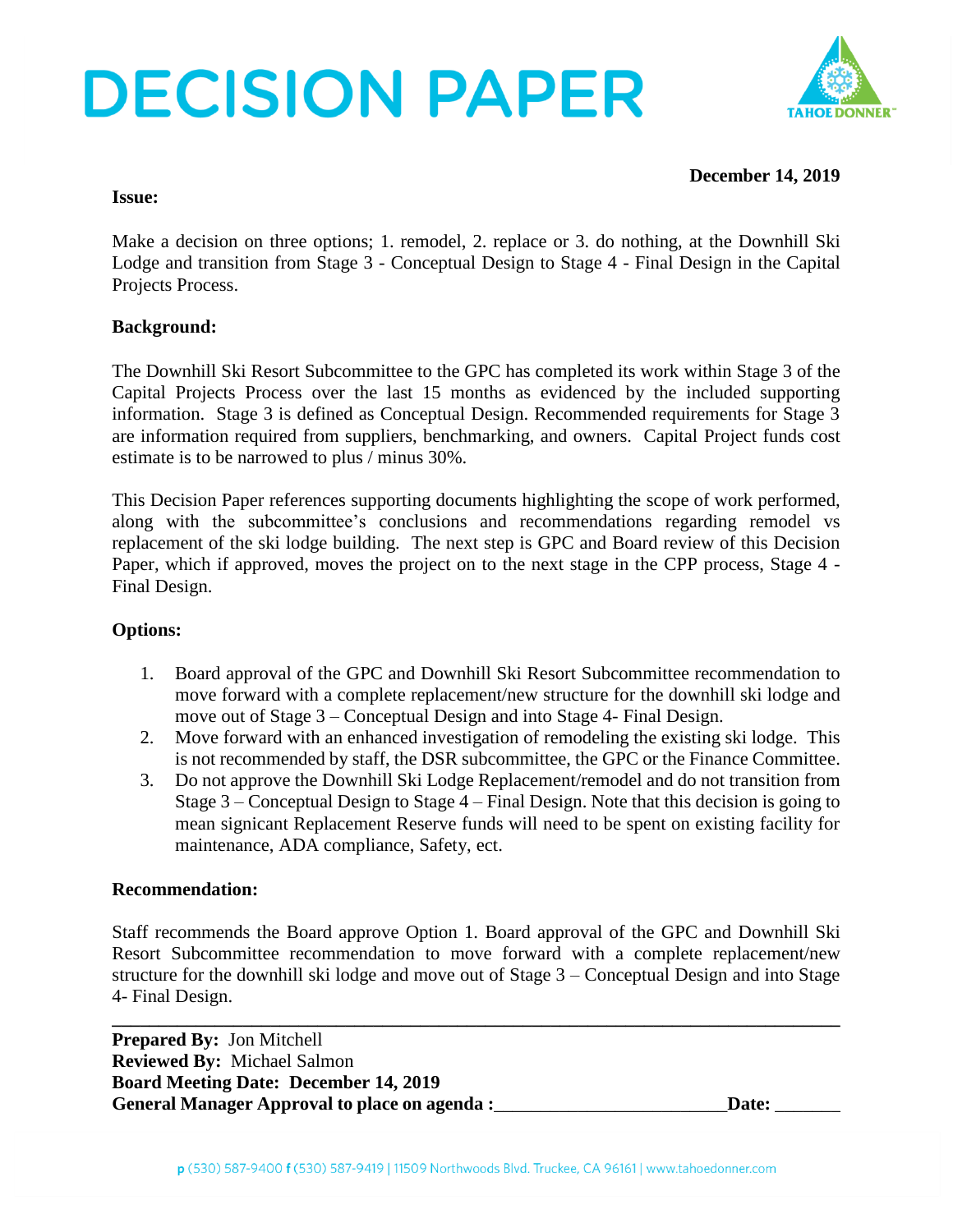# DECISION PAPER

**December 14, 2019**

**Issue:**

Make a decision on three options; 1. remodel, 2. replace or 3. do nothing, at the Downhill Ski Lodge and transition from Stage 3 - Conceptual Design to Stage 4 - Final Design in the Capital Projects Process.

**Background:**

The Downhill Ski Resort Subcommittee to the GPC has completed its work within Stage 3 of the Capital Projects Process over the last 15 months as evidenced by the included supporting information. Stage 3 is defined as Conceptual Design. Recommended requirements for Stage 3 are information required from suppliers, benchmarking, and owners. Capital Project funds cost estimate is to be narrowed to plus / minus 30%.

This Decision Paper references supporting documents highlighting the scope of work performed, along with the subcommittee's conclusions and recommendations regarding remodel vs replacement of the ski lodge building. The next step is GPC and Board review of this Decision Paper, which if approved, moves the project on to the next stage in the CPP process, Stage 4 - Final Design.

**Options:**

1. Board approval of the GPC and Downhill Ski Resort Subcommittee recommendation to move forward with a complete replacement/new structure for the downhill ski lodge and move out of Stage 3 – Conceptual Design and into Stage 4- Final Design.
2. Move forward with an enhanced investigation of remodeling the existing ski lodge. This is not recommended by staff, the DSR subcommittee, the GPC or the Finance Committee.
3. Do not approve the Downhill Ski Lodge Replacement/remodel and do not transition from Stage 3 – Conceptual Design to Stage 4 – Final Design. Note that this decision is going to mean signicant Replacement Reserve funds will need to be spent on existing facility for maintenance, ADA compliance, Safety, ect.

**Recommendation:**

Staff recommends the Board approve Option 1. Board approval of the GPC and Downhill Ski Resort Subcommittee recommendation to move forward with a complete replacement/new structure for the downhill ski lodge and move out of Stage 3 – Conceptual Design and into Stage 4- Final Design.

---

**Prepared By:** Jon Mitchell
**Reviewed By:** Michael Salmon
**Board Meeting Date: December 14, 2019**
**General Manager Approval to place on agenda :**\_\_\_\_\_\_\_\_\_\_\_\_\_\_\_\_\_\_\_\_\_\_\_\_ **Date:** \_\_\_\_\_\_\_